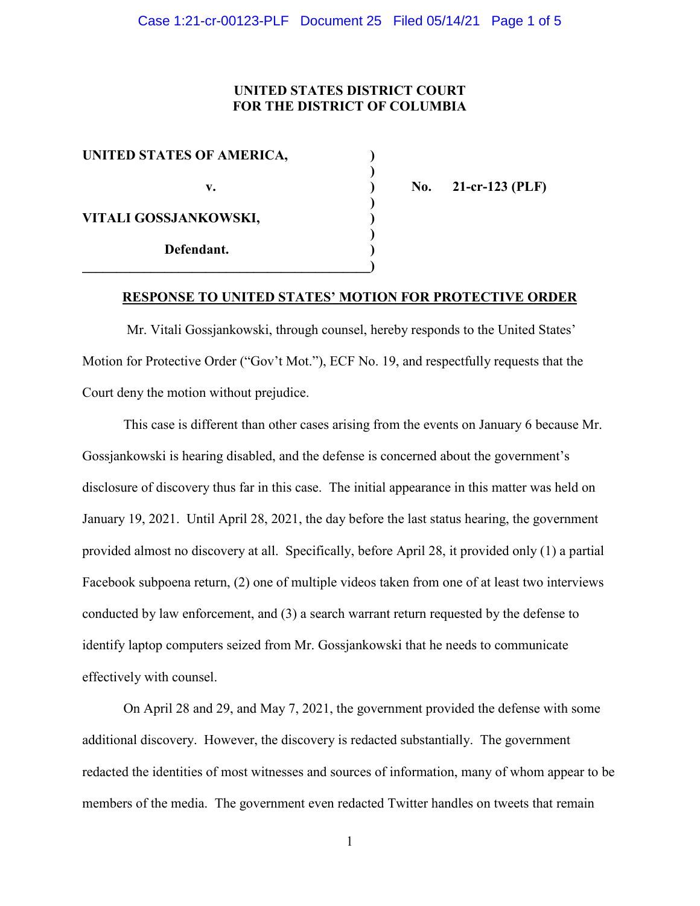**UNITED STATES DISTRICT COURT**
**FOR THE DISTRICT OF COLUMBIA**

| | | |
|---|---|---|
| **UNITED STATES OF AMERICA,** | ) | |
| | ) | |
| **v.** | ) | **No. 21-cr-123 (PLF)** |
| | ) | |
| **VITALI GOSSJANKOWSKI,** | ) | |
| | ) | |
| **Defendant.** | ) | |

**RESPONSE TO UNITED STATES' MOTION FOR PROTECTIVE ORDER**

Mr. Vitali Gossjankowski, through counsel, hereby responds to the United States' Motion for Protective Order ("Gov't Mot."), ECF No. 19, and respectfully requests that the Court deny the motion without prejudice.

This case is different than other cases arising from the events on January 6 because Mr. Gossjankowski is hearing disabled, and the defense is concerned about the government's disclosure of discovery thus far in this case. The initial appearance in this matter was held on January 19, 2021. Until April 28, 2021, the day before the last status hearing, the government provided almost no discovery at all. Specifically, before April 28, it provided only (1) a partial Facebook subpoena return, (2) one of multiple videos taken from one of at least two interviews conducted by law enforcement, and (3) a search warrant return requested by the defense to identify laptop computers seized from Mr. Gossjankowski that he needs to communicate effectively with counsel.

On April 28 and 29, and May 7, 2021, the government provided the defense with some additional discovery. However, the discovery is redacted substantially. The government redacted the identities of most witnesses and sources of information, many of whom appear to be members of the media. The government even redacted Twitter handles on tweets that remain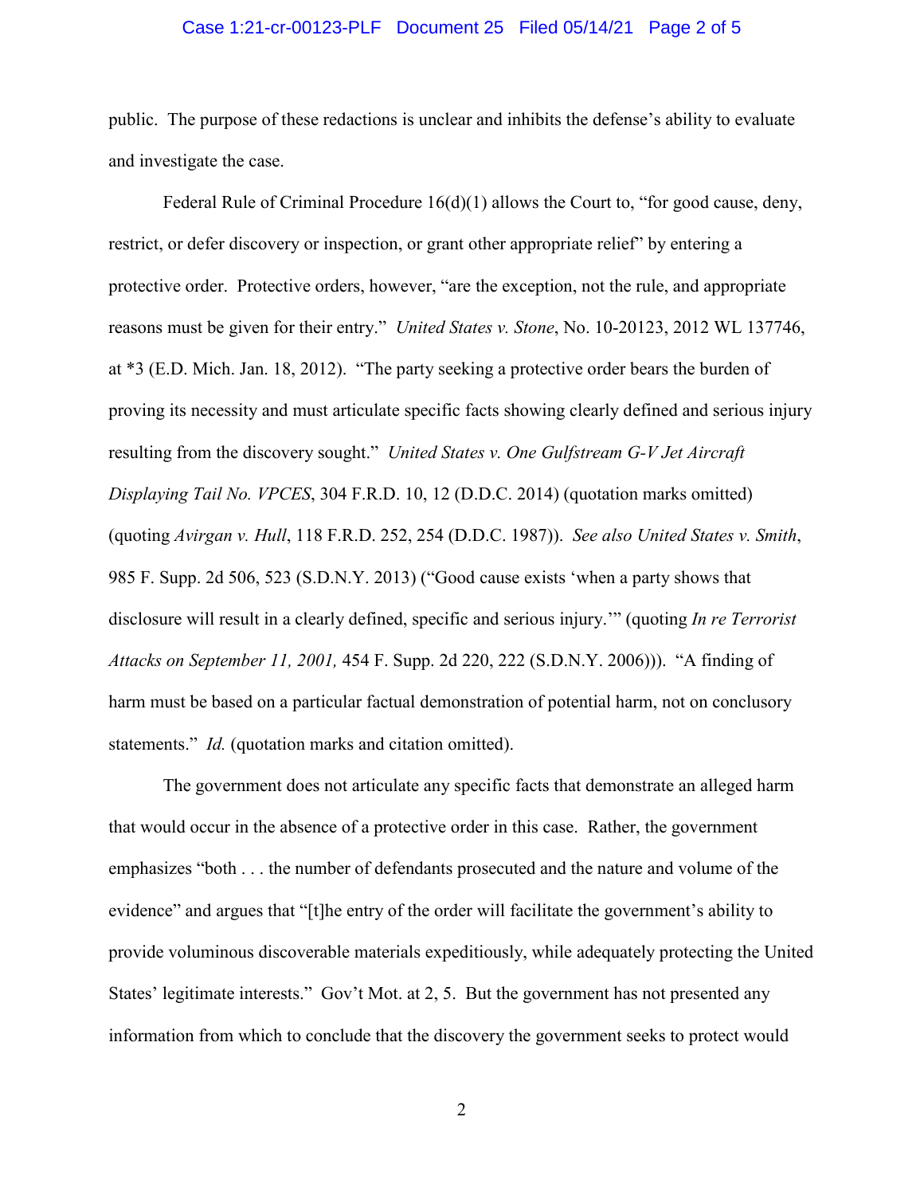public. The purpose of these redactions is unclear and inhibits the defense's ability to evaluate and investigate the case.

Federal Rule of Criminal Procedure 16(d)(1) allows the Court to, "for good cause, deny, restrict, or defer discovery or inspection, or grant other appropriate relief" by entering a protective order. Protective orders, however, "are the exception, not the rule, and appropriate reasons must be given for their entry." *United States v. Stone*, No. 10-20123, 2012 WL 137746, at *3 (E.D. Mich. Jan. 18, 2012). "The party seeking a protective order bears the burden of proving its necessity and must articulate specific facts showing clearly defined and serious injury resulting from the discovery sought." *United States v. One Gulfstream G-V Jet Aircraft Displaying Tail No. VPCES*, 304 F.R.D. 10, 12 (D.D.C. 2014) (quotation marks omitted) (quoting *Avirgan v. Hull*, 118 F.R.D. 252, 254 (D.D.C. 1987)). *See also United States v. Smith*, 985 F. Supp. 2d 506, 523 (S.D.N.Y. 2013) ("Good cause exists 'when a party shows that disclosure will result in a clearly defined, specific and serious injury.'" (quoting *In re Terrorist Attacks on September 11, 2001,* 454 F. Supp. 2d 220, 222 (S.D.N.Y. 2006))). "A finding of harm must be based on a particular factual demonstration of potential harm, not on conclusory statements." *Id.* (quotation marks and citation omitted).

The government does not articulate any specific facts that demonstrate an alleged harm that would occur in the absence of a protective order in this case. Rather, the government emphasizes "both . . . the number of defendants prosecuted and the nature and volume of the evidence" and argues that "[t]he entry of the order will facilitate the government's ability to provide voluminous discoverable materials expeditiously, while adequately protecting the United States' legitimate interests." Gov't Mot. at 2, 5. But the government has not presented any information from which to conclude that the discovery the government seeks to protect would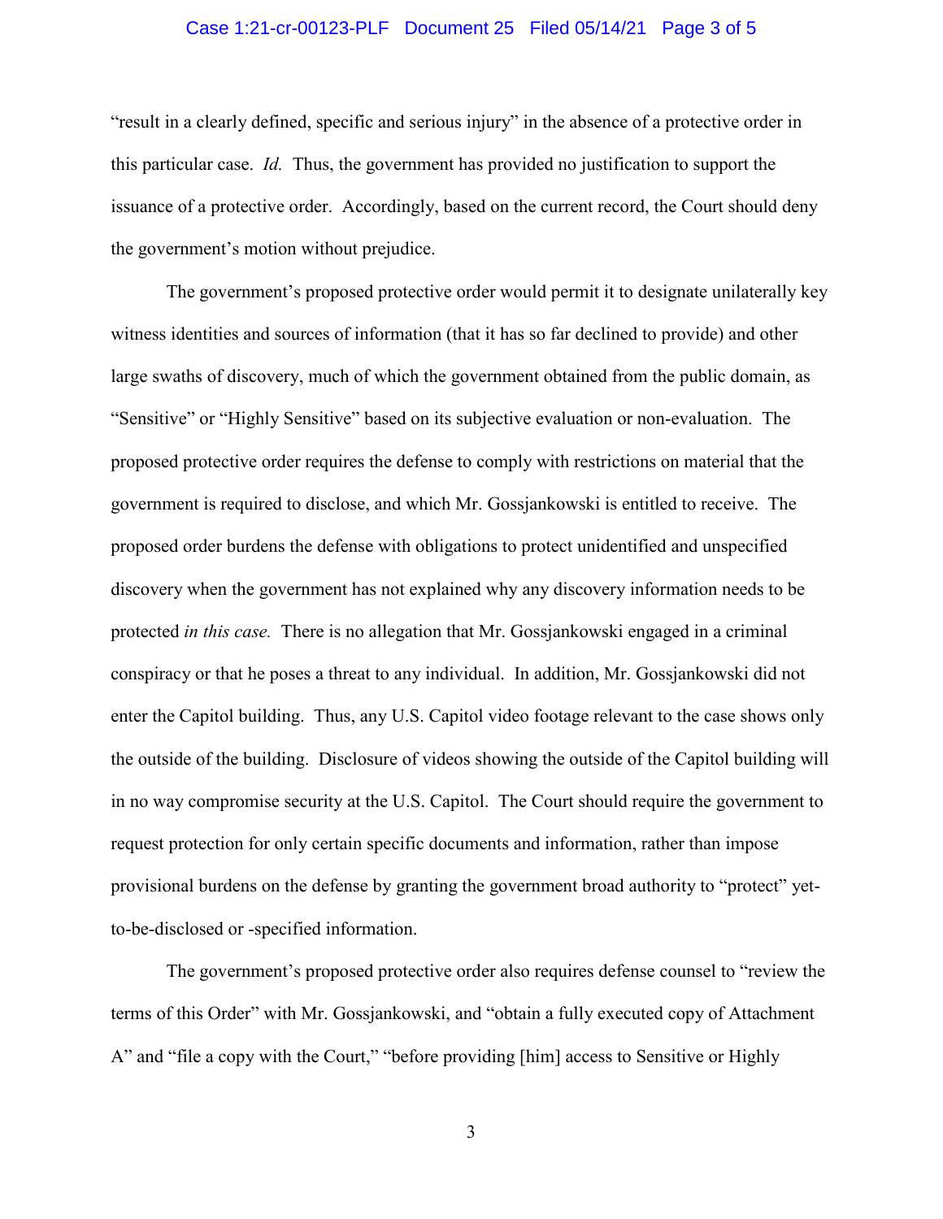"result in a clearly defined, specific and serious injury" in the absence of a protective order in this particular case. *Id.* Thus, the government has provided no justification to support the issuance of a protective order. Accordingly, based on the current record, the Court should deny the government's motion without prejudice.

The government's proposed protective order would permit it to designate unilaterally key witness identities and sources of information (that it has so far declined to provide) and other large swaths of discovery, much of which the government obtained from the public domain, as "Sensitive" or "Highly Sensitive" based on its subjective evaluation or non-evaluation. The proposed protective order requires the defense to comply with restrictions on material that the government is required to disclose, and which Mr. Gossjankowski is entitled to receive. The proposed order burdens the defense with obligations to protect unidentified and unspecified discovery when the government has not explained why any discovery information needs to be protected *in this case.* There is no allegation that Mr. Gossjankowski engaged in a criminal conspiracy or that he poses a threat to any individual. In addition, Mr. Gossjankowski did not enter the Capitol building. Thus, any U.S. Capitol video footage relevant to the case shows only the outside of the building. Disclosure of videos showing the outside of the Capitol building will in no way compromise security at the U.S. Capitol. The Court should require the government to request protection for only certain specific documents and information, rather than impose provisional burdens on the defense by granting the government broad authority to "protect" yet-to-be-disclosed or -specified information.

The government's proposed protective order also requires defense counsel to "review the terms of this Order" with Mr. Gossjankowski, and "obtain a fully executed copy of Attachment A" and "file a copy with the Court," "before providing [him] access to Sensitive or Highly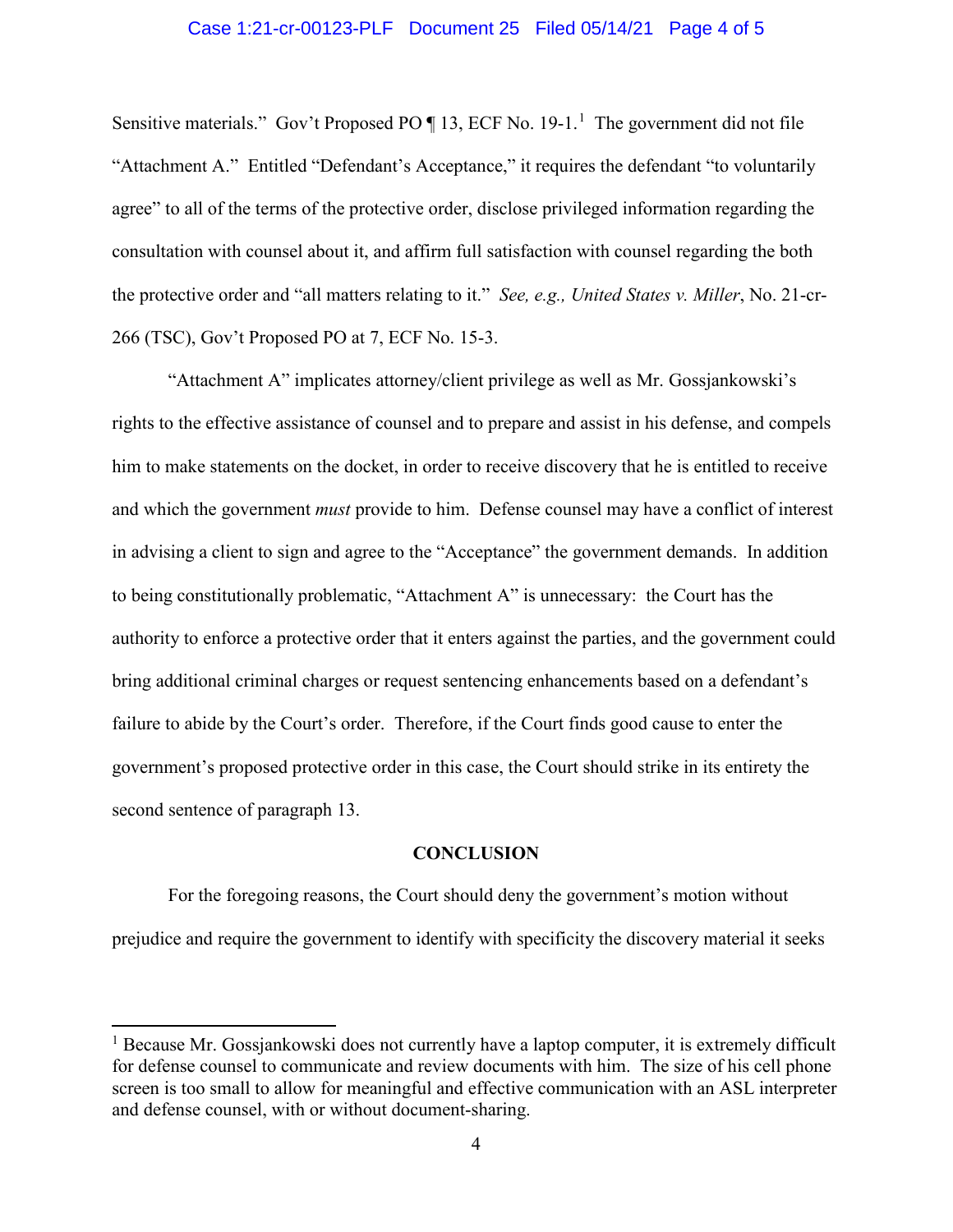Sensitive materials." Gov't Proposed PO ¶ 13, ECF No. 19-1.[1] The government did not file "Attachment A." Entitled "Defendant's Acceptance," it requires the defendant "to voluntarily agree" to all of the terms of the protective order, disclose privileged information regarding the consultation with counsel about it, and affirm full satisfaction with counsel regarding the both the protective order and "all matters relating to it." *See, e.g., United States v. Miller*, No. 21-cr-266 (TSC), Gov't Proposed PO at 7, ECF No. 15-3.

"Attachment A" implicates attorney/client privilege as well as Mr. Gossjankowski's rights to the effective assistance of counsel and to prepare and assist in his defense, and compels him to make statements on the docket, in order to receive discovery that he is entitled to receive and which the government *must* provide to him. Defense counsel may have a conflict of interest in advising a client to sign and agree to the "Acceptance" the government demands. In addition to being constitutionally problematic, "Attachment A" is unnecessary: the Court has the authority to enforce a protective order that it enters against the parties, and the government could bring additional criminal charges or request sentencing enhancements based on a defendant's failure to abide by the Court's order. Therefore, if the Court finds good cause to enter the government's proposed protective order in this case, the Court should strike in its entirety the second sentence of paragraph 13.

**CONCLUSION**

For the foregoing reasons, the Court should deny the government's motion without prejudice and require the government to identify with specificity the discovery material it seeks

---

[1] Because Mr. Gossjankowski does not currently have a laptop computer, it is extremely difficult for defense counsel to communicate and review documents with him. The size of his cell phone screen is too small to allow for meaningful and effective communication with an ASL interpreter and defense counsel, with or without document-sharing.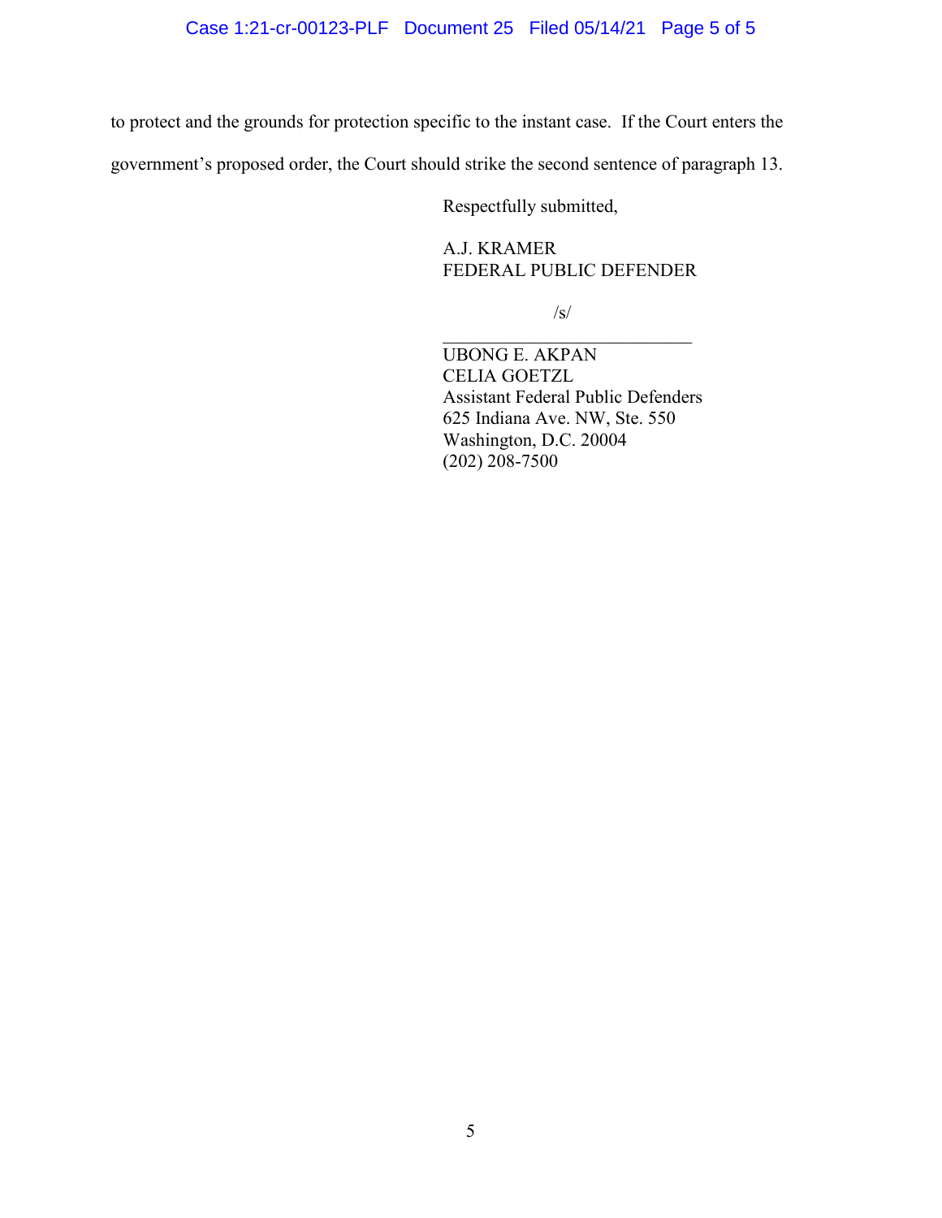to protect and the grounds for protection specific to the instant case. If the Court enters the government's proposed order, the Court should strike the second sentence of paragraph 13.

Respectfully submitted,

A.J. KRAMER
FEDERAL PUBLIC DEFENDER

/s/
\_\_\_\_\_\_\_\_\_\_\_\_\_\_\_\_\_\_\_\_\_\_\_\_\_\_\_\_
UBONG E. AKPAN
CELIA GOETZL
Assistant Federal Public Defenders
625 Indiana Ave. NW, Ste. 550
Washington, D.C. 20004
(202) 208-7500